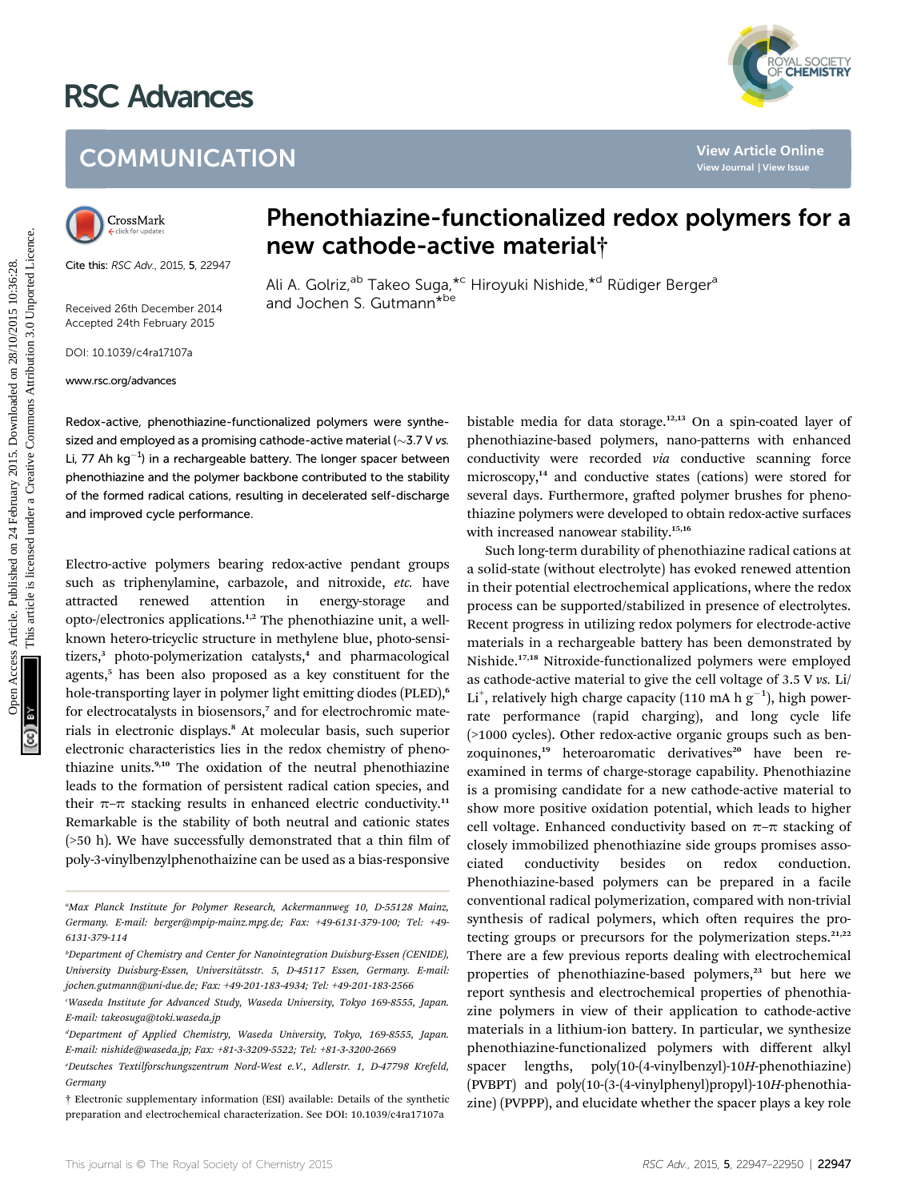# RSC Advances

## COMMUNICATION

Cite this: *RSC Adv.*, 2015, **5**, 22947

Received 26th December 2014
Accepted 24th February 2015

DOI: 10.1039/c4ra17107a

www.rsc.org/advances

# Phenothiazine-functionalized redox polymers for a new cathode-active material†

Ali A. Golriz,[ab] Takeo Suga,*[c] Hiroyuki Nishide,*[d] Rüdiger Berger[a] and Jochen S. Gutmann*[be]

Redox-active, phenothiazine-functionalized polymers were synthesized and employed as a promising cathode-active material (~3.7 V *vs.* Li, 77 Ah $kg^{-1}$) in a rechargeable battery. The longer spacer between phenothiazine and the polymer backbone contributed to the stability of the formed radical cations, resulting in decelerated self-discharge and improved cycle performance.

Electro-active polymers bearing redox-active pendant groups such as triphenylamine, carbazole, and nitroxide, *etc.* have attracted renewed attention in energy-storage and opto-/electronics applications.[1,2] The phenothiazine unit, a well-known hetero-tricyclic structure in methylene blue, photo-sensitizers,[3] photo-polymerization catalysts,[4] and pharmacological agents,[5] has been also proposed as a key constituent for the hole-transporting layer in polymer light emitting diodes (PLED),[6] for electrocatalysts in biosensors,[7] and for electrochromic materials in electronic displays.[8] At molecular basis, such superior electronic characteristics lies in the redox chemistry of phenothiazine units.[9,10] The oxidation of the neutral phenothiazine leads to the formation of persistent radical cation species, and their π–π stacking results in enhanced electric conductivity.[11] Remarkable is the stability of both neutral and cationic states (>50 h). We have successfully demonstrated that a thin film of poly-3-vinylbenzylphenothaizine can be used as a bias-responsive bistable media for data storage.[12,13] On a spin-coated layer of phenothiazine-based polymers, nano-patterns with enhanced conductivity were recorded *via* conductive scanning force microscopy,[14] and conductive states (cations) were stored for several days. Furthermore, grafted polymer brushes for phenothiazine polymers were developed to obtain redox-active surfaces with increased nanowear stability.[15,16]

Such long-term durability of phenothiazine radical cations at a solid-state (without electrolyte) has evoked renewed attention in their potential electrochemical applications, where the redox process can be supported/stabilized in presence of electrolytes. Recent progress in utilizing redox polymers for electrode-active materials in a rechargeable battery has been demonstrated by Nishide.[17,18] Nitroxide-functionalized polymers were employed as cathode-active material to give the cell voltage of 3.5 V *vs.* Li/$Li^+$, relatively high charge capacity (110 mA h $g^{-1}$), high power-rate performance (rapid charging), and long cycle life (>1000 cycles). Other redox-active organic groups such as benzoquinones,[19] heteroaromatic derivatives[20] have been re-examined in terms of charge-storage capability. Phenothiazine is a promising candidate for a new cathode-active material to show more positive oxidation potential, which leads to higher cell voltage. Enhanced conductivity based on π–π stacking of closely immobilized phenothiazine side groups promises associated conductivity besides on redox conduction. Phenothiazine-based polymers can be prepared in a facile conventional radical polymerization, compared with non-trivial synthesis of radical polymers, which often requires the protecting groups or precursors for the polymerization steps.[21,22] There are a few previous reports dealing with electrochemical properties of phenothiazine-based polymers,[23] but here we report synthesis and electrochemical properties of phenothiazine polymers in view of their application to cathode-active materials in a lithium-ion battery. In particular, we synthesize phenothiazine-functionalized polymers with different alkyl spacer lengths, poly(10-(4-vinylbenzyl)-10*H*-phenothiazine) (PVBPT) and poly(10-(3-(4-vinylphenyl)propyl)-10*H*-phenothiazine) (PVPPP), and elucidate whether the spacer plays a key role

---

[a] Max Planck Institute for Polymer Research, Ackermannweg 10, D-55128 Mainz, Germany. E-mail: berger@mpip-mainz.mpg.de; Fax: +49-6131-379-100; Tel: +49-6131-379-114

[b] Department of Chemistry and Center for Nanointegration Duisburg-Essen (CENIDE), University Duisburg-Essen, Universitätsstr. 5, D-45117 Essen, Germany. E-mail: jochen.gutmann@uni-due.de; Fax: +49-201-183-4934; Tel: +49-201-183-2566

[c] Waseda Institute for Advanced Study, Waseda University, Tokyo 169-8555, Japan. E-mail: takeosuga@toki.waseda.jp

[d] Department of Applied Chemistry, Waseda University, Tokyo, 169-8555, Japan. E-mail: nishide@waseda.jp; Fax: +81-3-3209-5522; Tel: +81-3-3200-2669

[e] Deutsches Textilforschungszentrum Nord-West e.V., Adlerstr. 1, D-47798 Krefeld, Germany

† Electronic supplementary information (ESI) available: Details of the synthetic preparation and electrochemical characterization. See DOI: 10.1039/c4ra17107a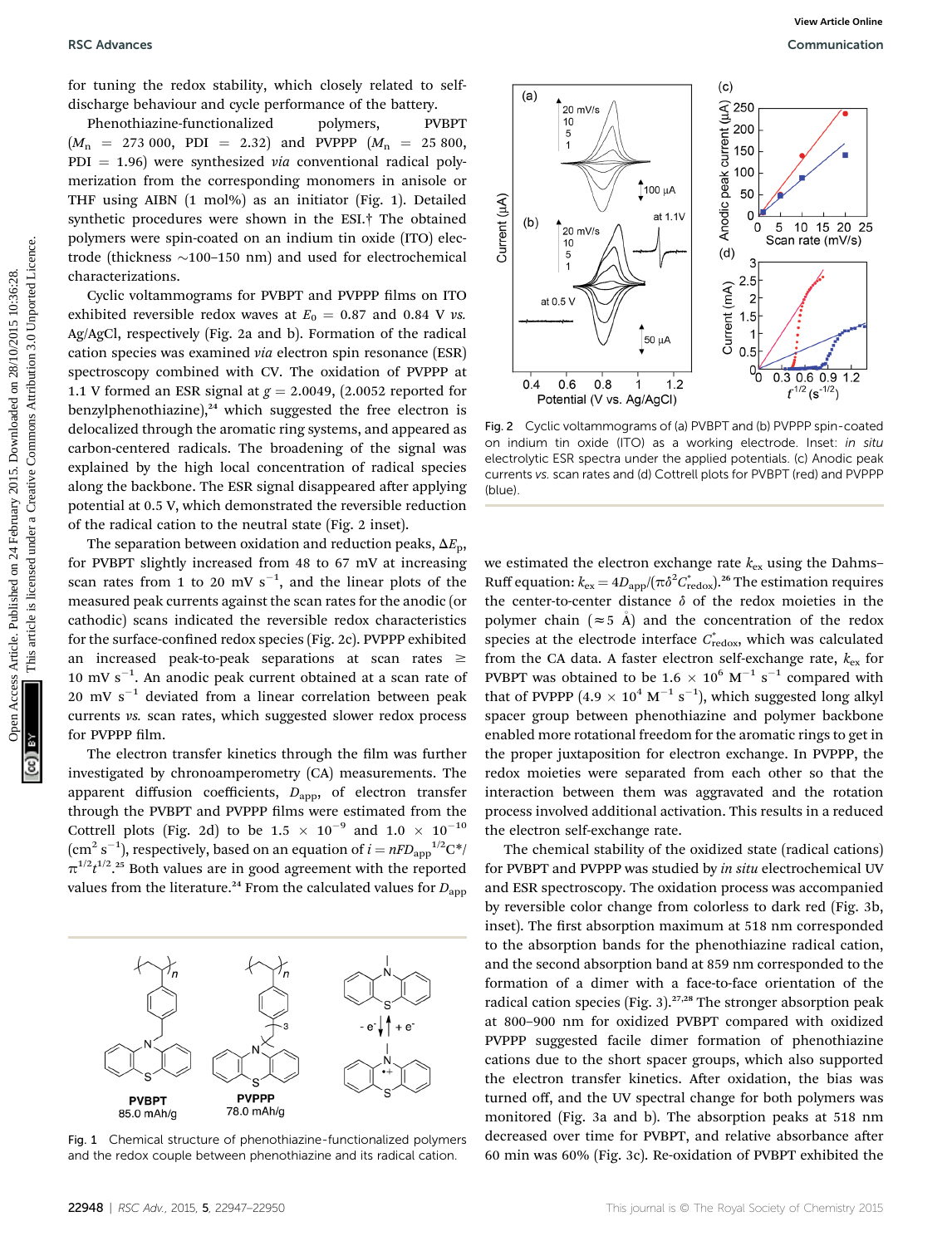for tuning the redox stability, which closely related to self-discharge behaviour and cycle performance of the battery.

Phenothiazine-functionalized polymers, PVBPT ($M_n$ = 273 000, PDI = 2.32) and PVPPP ($M_n$ = 25 800, PDI = 1.96) were synthesized *via* conventional radical polymerization from the corresponding monomers in anisole or THF using AIBN (1 mol%) as an initiator (Fig. 1). Detailed synthetic procedures were shown in the ESI.† The obtained polymers were spin-coated on an indium tin oxide (ITO) electrode (thickness ~100–150 nm) and used for electrochemical characterizations.

Cyclic voltammograms for PVBPT and PVPPP films on ITO exhibited reversible redox waves at $E_0$ = 0.87 and 0.84 V *vs.* Ag/AgCl, respectively (Fig. 2a and b). Formation of the radical cation species was examined *via* electron spin resonance (ESR) spectroscopy combined with CV. The oxidation of PVPPP at 1.1 V formed an ESR signal at $g$ = 2.0049, (2.0052 reported for benzylphenothiazine),[24] which suggested the free electron is delocalized through the aromatic ring systems, and appeared as carbon-centered radicals. The broadening of the signal was explained by the high local concentration of radical species along the backbone. The ESR signal disappeared after applying potential at 0.5 V, which demonstrated the reversible reduction of the radical cation to the neutral state (Fig. 2 inset).

The separation between oxidation and reduction peaks, $\Delta E_p$, for PVBPT slightly increased from 48 to 67 mV at increasing scan rates from 1 to 20 mV $s^{-1}$, and the linear plots of the measured peak currents against the scan rates for the anodic (or cathodic) scans indicated the reversible redox characteristics for the surface-confined redox species (Fig. 2c). PVPPP exhibited an increased peak-to-peak separations at scan rates ≥ 10 mV $s^{-1}$. An anodic peak current obtained at a scan rate of 20 mV $s^{-1}$ deviated from a linear correlation between peak currents *vs.* scan rates, which suggested slower redox process for PVPPP film.

The electron transfer kinetics through the film was further investigated by chronoamperometry (CA) measurements. The apparent diffusion coefficients, $D_{app}$, of electron transfer through the PVBPT and PVPPP films were estimated from the Cottrell plots (Fig. 2d) to be 1.5 × $10^{-9}$ and 1.0 × $10^{-10}$ ($cm^2$ $s^{-1}$), respectively, based on an equation of $i = nFD_{app}^{1/2}C^*/\pi^{1/2}t^{1/2}$.[25] Both values are in good agreement with the reported values from the literature.[24] From the calculated values for $D_{app}$ we estimated the electron exchange rate $k_{ex}$ using the Dahms–Ruff equation: $k_{ex} = 4D_{app}/(\pi\delta^2C^*_{redox})$.[26] The estimation requires the center-to-center distance $\delta$ of the redox moieties in the polymer chain (≈5 Å) and the concentration of the redox species at the electrode interface $C^*_{redox}$, which was calculated from the CA data. A faster electron self-exchange rate, $k_{ex}$ for PVBPT was obtained to be 1.6 × $10^6$ $M^{-1}$ $s^{-1}$ compared with that of PVPPP (4.9 × $10^4$ $M^{-1}$ $s^{-1}$), which suggested long alkyl spacer group between phenothiazine and polymer backbone enabled more rotational freedom for the aromatic rings to get in the proper juxtaposition for electron exchange. In PVPPP, the redox moieties were separated from each other so that the interaction between them was aggravated and the rotation process involved additional activation. This results in a reduced the electron self-exchange rate.

Fig. 1 Chemical structure of phenothiazine-functionalized polymers and the redox couple between phenothiazine and its radical cation.

Fig. 2 Cyclic voltammograms of (a) PVBPT and (b) PVPPP spin-coated on an indium tin oxide (ITO) as a working electrode. Inset: *in situ* electrolytic ESR spectra under the applied potentials. (c) Anodic peak currents *vs.* scan rates and (d) Cottrell plots for PVBPT (red) and PVPPP (blue).

The chemical stability of the oxidized state (radical cations) for PVBPT and PVPPP was studied by *in situ* electrochemical UV and ESR spectroscopy. The oxidation process was accompanied by reversible color change from colorless to dark red (Fig. 3b, inset). The first absorption maximum at 518 nm corresponded to the absorption bands for the phenothiazine radical cation, and the second absorption band at 859 nm corresponded to the formation of a dimer with a face-to-face orientation of the radical cation species (Fig. 3).[27,28] The stronger absorption peak at 800–900 nm for oxidized PVBPT compared with oxidized PVPPP suggested facile dimer formation of phenothiazine cations due to the short spacer groups, which also supported the electron transfer kinetics. After oxidation, the bias was turned off, and the UV spectral change for both polymers was monitored (Fig. 3a and b). The absorption peaks at 518 nm decreased over time for PVBPT, and relative absorbance after 60 min was 60% (Fig. 3c). Re-oxidation of PVBPT exhibited the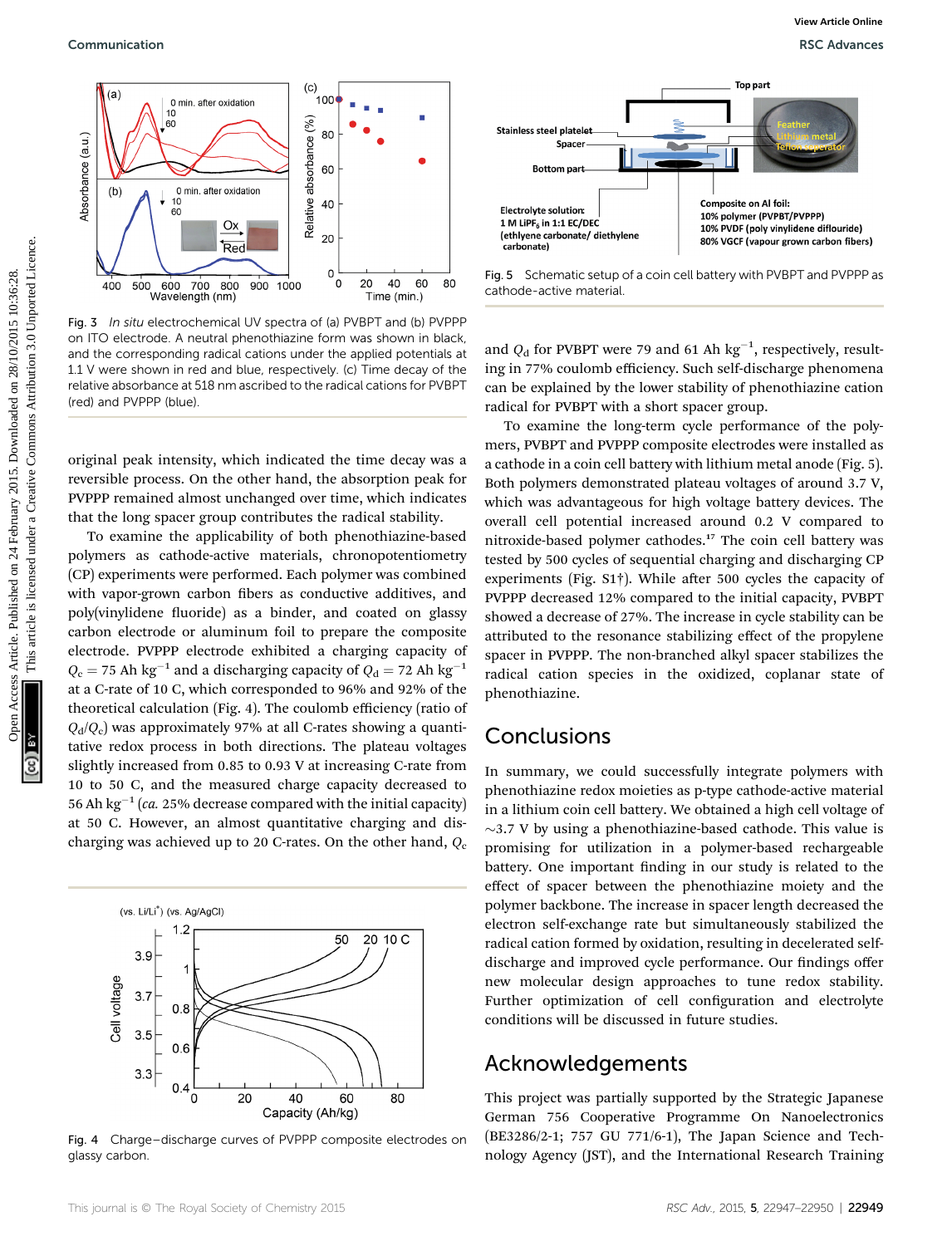Fig. 3 *In situ* electrochemical UV spectra of (a) PVBPT and (b) PVPPP on ITO electrode. A neutral phenothiazine form was shown in black, and the corresponding radical cations under the applied potentials at 1.1 V were shown in red and blue, respectively. (c) Time decay of the relative absorbance at 518 nm ascribed to the radical cations for PVBPT (red) and PVPPP (blue).

original peak intensity, which indicated the time decay was a reversible process. On the other hand, the absorption peak for PVPPP remained almost unchanged over time, which indicates that the long spacer group contributes the radical stability.

To examine the applicability of both phenothiazine-based polymers as cathode-active materials, chronopotentiometry (CP) experiments were performed. Each polymer was combined with vapor-grown carbon fibers as conductive additives, and poly(vinylidene fluoride) as a binder, and coated on glassy carbon electrode or aluminum foil to prepare the composite electrode. PVPPP electrode exhibited a charging capacity of $Q_c = 75$ Ah kg$^{-1}$ and a discharging capacity of $Q_d = 72$ Ah kg$^{-1}$ at a C-rate of 10 C, which corresponded to 96% and 92% of the theoretical calculation (Fig. 4). The coulomb efficiency (ratio of $Q_d/Q_c$) was approximately 97% at all C-rates showing a quantitative redox process in both directions. The plateau voltages slightly increased from 0.85 to 0.93 V at increasing C-rate from 10 to 50 C, and the measured charge capacity decreased to 56 Ah kg$^{-1}$ (*ca.* 25% decrease compared with the initial capacity) at 50 C. However, an almost quantitative charging and discharging was achieved up to 20 C-rates. On the other hand, $Q_c$ and $Q_d$ for PVBPT were 79 and 61 Ah kg$^{-1}$, respectively, resulting in 77% coulomb efficiency. Such self-discharge phenomena can be explained by the lower stability of phenothiazine cation radical for PVBPT with a short spacer group.

Fig. 4 Charge–discharge curves of PVPPP composite electrodes on glassy carbon.

Fig. 5 Schematic setup of a coin cell battery with PVBPT and PVPPP as cathode-active material.

To examine the long-term cycle performance of the polymers, PVBPT and PVPPP composite electrodes were installed as a cathode in a coin cell battery with lithium metal anode (Fig. 5). Both polymers demonstrated plateau voltages of around 3.7 V, which was advantageous for high voltage battery devices. The overall cell potential increased around 0.2 V compared to nitroxide-based polymer cathodes.[17] The coin cell battery was tested by 500 cycles of sequential charging and discharging CP experiments (Fig. S1†). While after 500 cycles the capacity of PVPPP decreased 12% compared to the initial capacity, PVBPT showed a decrease of 27%. The increase in cycle stability can be attributed to the resonance stabilizing effect of the propylene spacer in PVPPP. The non-branched alkyl spacer stabilizes the radical cation species in the oxidized, coplanar state of phenothiazine.

## Conclusions

In summary, we could successfully integrate polymers with phenothiazine redox moieties as p-type cathode-active material in a lithium coin cell battery. We obtained a high cell voltage of ~3.7 V by using a phenothiazine-based cathode. This value is promising for utilization in a polymer-based rechargeable battery. One important finding in our study is related to the effect of spacer between the phenothiazine moiety and the polymer backbone. The increase in spacer length decreased the electron self-exchange rate but simultaneously stabilized the radical cation formed by oxidation, resulting in decelerated self-discharge and improved cycle performance. Our findings offer new molecular design approaches to tune redox stability. Further optimization of cell configuration and electrolyte conditions will be discussed in future studies.

## Acknowledgements

This project was partially supported by the Strategic Japanese German 756 Cooperative Programme On Nanoelectronics (BE3286/2-1; 757 GU 771/6-1), The Japan Science and Technology Agency (JST), and the International Research Training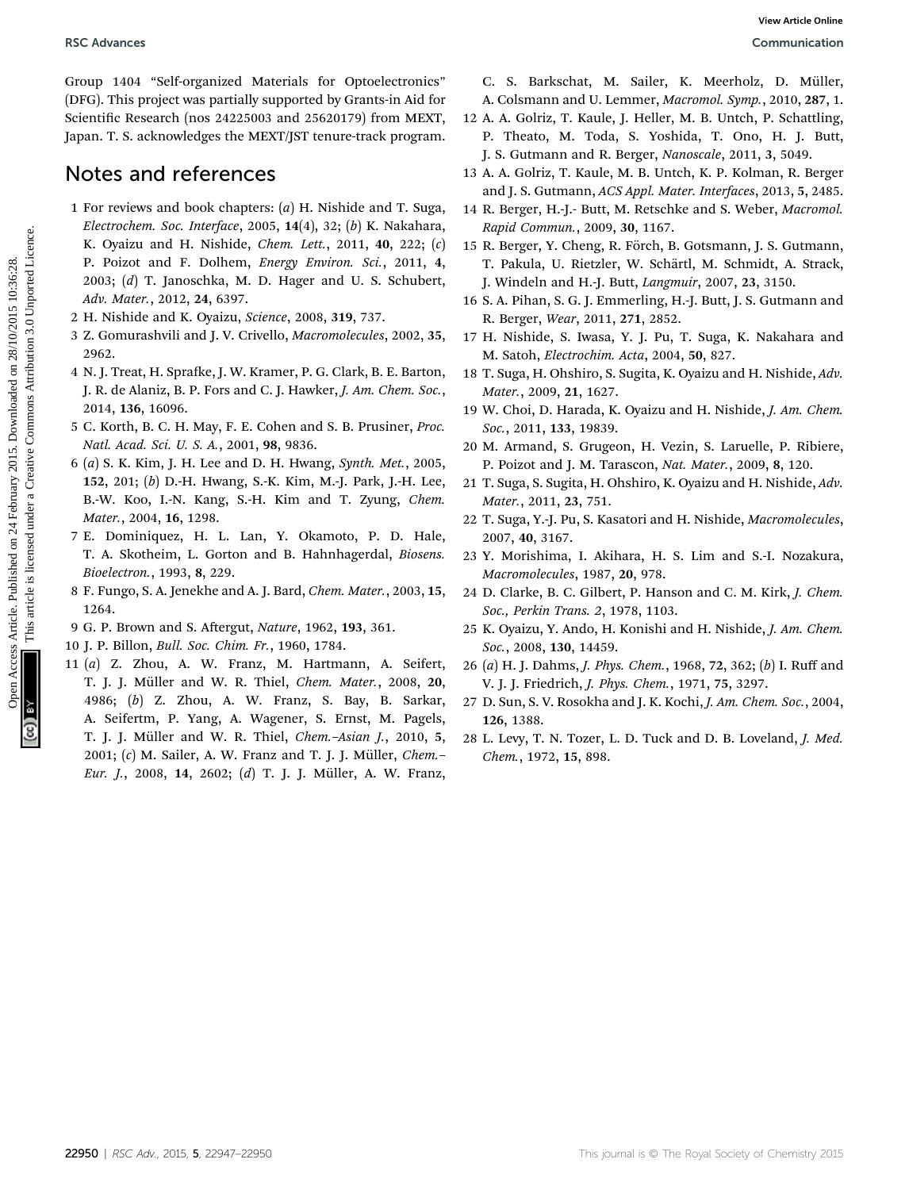Group 1404 "Self-organized Materials for Optoelectronics" (DFG). This project was partially supported by Grants-in Aid for Scientific Research (nos 24225003 and 25620179) from MEXT, Japan. T. S. acknowledges the MEXT/JST tenure-track program.

## Notes and references

1 For reviews and book chapters: (*a*) H. Nishide and T. Suga, *Electrochem. Soc. Interface*, 2005, **14**(4), 32; (*b*) K. Nakahara, K. Oyaizu and H. Nishide, *Chem. Lett.*, 2011, **40**, 222; (*c*) P. Poizot and F. Dolhem, *Energy Environ. Sci.*, 2011, **4**, 2003; (*d*) T. Janoschka, M. D. Hager and U. S. Schubert, *Adv. Mater.*, 2012, **24**, 6397.

2 H. Nishide and K. Oyaizu, *Science*, 2008, **319**, 737.

3 Z. Gomurashvili and J. V. Crivello, *Macromolecules*, 2002, **35**, 2962.

4 N. J. Treat, H. Sprafke, J. W. Kramer, P. G. Clark, B. E. Barton, J. R. de Alaniz, B. P. Fors and C. J. Hawker, *J. Am. Chem. Soc.*, 2014, **136**, 16096.

5 C. Korth, B. C. H. May, F. E. Cohen and S. B. Prusiner, *Proc. Natl. Acad. Sci. U. S. A.*, 2001, **98**, 9836.

6 (*a*) S. K. Kim, J. H. Lee and D. H. Hwang, *Synth. Met.*, 2005, **152**, 201; (*b*) D.-H. Hwang, S.-K. Kim, M.-J. Park, J.-H. Lee, B.-W. Koo, I.-N. Kang, S.-H. Kim and T. Zyung, *Chem. Mater.*, 2004, **16**, 1298.

7 E. Dominiquez, H. L. Lan, Y. Okamoto, P. D. Hale, T. A. Skotheim, L. Gorton and B. Hahnhagerdal, *Biosens. Bioelectron.*, 1993, **8**, 229.

8 F. Fungo, S. A. Jenekhe and A. J. Bard, *Chem. Mater.*, 2003, **15**, 1264.

9 G. P. Brown and S. Aftergut, *Nature*, 1962, **193**, 361.

10 J. P. Billon, *Bull. Soc. Chim. Fr.*, 1960, 1784.

11 (*a*) Z. Zhou, A. W. Franz, M. Hartmann, A. Seifert, T. J. J. Müller and W. R. Thiel, *Chem. Mater.*, 2008, **20**, 4986; (*b*) Z. Zhou, A. W. Franz, S. Bay, B. Sarkar, A. Seifertm, P. Yang, A. Wagener, S. Ernst, M. Pagels, T. J. J. Müller and W. R. Thiel, *Chem.–Asian J.*, 2010, **5**, 2001; (*c*) M. Sailer, A. W. Franz and T. J. J. Müller, *Chem.–Eur. J.*, 2008, **14**, 2602; (*d*) T. J. J. Müller, A. W. Franz, C. S. Barkschat, M. Sailer, K. Meerholz, D. Müller, A. Colsmann and U. Lemmer, *Macromol. Symp.*, 2010, **287**, 1.

12 A. A. Golriz, T. Kaule, J. Heller, M. B. Untch, P. Schattling, P. Theato, M. Toda, S. Yoshida, T. Ono, H. J. Butt, J. S. Gutmann and R. Berger, *Nanoscale*, 2011, **3**, 5049.

13 A. A. Golriz, T. Kaule, M. B. Untch, K. P. Kolman, R. Berger and J. S. Gutmann, *ACS Appl. Mater. Interfaces*, 2013, **5**, 2485.

14 R. Berger, H.-J.- Butt, M. Retschke and S. Weber, *Macromol. Rapid Commun.*, 2009, **30**, 1167.

15 R. Berger, Y. Cheng, R. Förch, B. Gotsmann, J. S. Gutmann, T. Pakula, U. Rietzler, W. Schärtl, M. Schmidt, A. Strack, J. Windeln and H.-J. Butt, *Langmuir*, 2007, **23**, 3150.

16 S. A. Pihan, S. G. J. Emmerling, H.-J. Butt, J. S. Gutmann and R. Berger, *Wear*, 2011, **271**, 2852.

17 H. Nishide, S. Iwasa, Y. J. Pu, T. Suga, K. Nakahara and M. Satoh, *Electrochim. Acta*, 2004, **50**, 827.

18 T. Suga, H. Ohshiro, S. Sugita, K. Oyaizu and H. Nishide, *Adv. Mater.*, 2009, **21**, 1627.

19 W. Choi, D. Harada, K. Oyaizu and H. Nishide, *J. Am. Chem. Soc.*, 2011, **133**, 19839.

20 M. Armand, S. Grugeon, H. Vezin, S. Laruelle, P. Ribiere, P. Poizot and J. M. Tarascon, *Nat. Mater.*, 2009, **8**, 120.

21 T. Suga, S. Sugita, H. Ohshiro, K. Oyaizu and H. Nishide, *Adv. Mater.*, 2011, **23**, 751.

22 T. Suga, Y.-J. Pu, S. Kasatori and H. Nishide, *Macromolecules*, 2007, **40**, 3167.

23 Y. Morishima, I. Akihara, H. S. Lim and S.-I. Nozakura, *Macromolecules*, 1987, **20**, 978.

24 D. Clarke, B. C. Gilbert, P. Hanson and C. M. Kirk, *J. Chem. Soc., Perkin Trans. 2*, 1978, 1103.

25 K. Oyaizu, Y. Ando, H. Konishi and H. Nishide, *J. Am. Chem. Soc.*, 2008, **130**, 14459.

26 (*a*) H. J. Dahms, *J. Phys. Chem.*, 1968, **72**, 362; (*b*) I. Ruff and V. J. J. Friedrich, *J. Phys. Chem.*, 1971, **75**, 3297.

27 D. Sun, S. V. Rosokha and J. K. Kochi, *J. Am. Chem. Soc.*, 2004, **126**, 1388.

28 L. Levy, T. N. Tozer, L. D. Tuck and D. B. Loveland, *J. Med. Chem.*, 1972, **15**, 898.